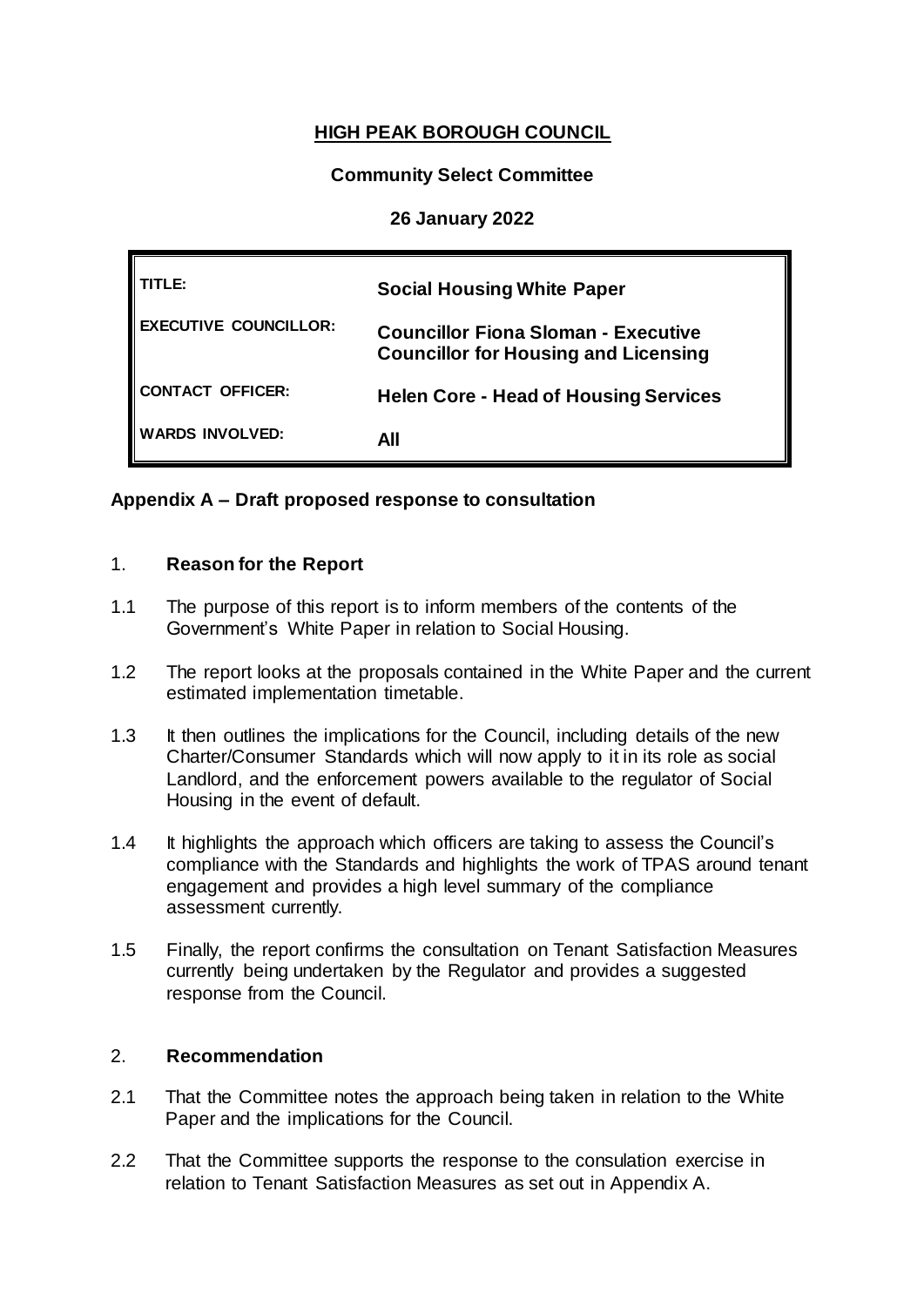# HIGH PEAK BOROUGH COUNCIL

**Community Select Committee**

**26 January 2022**

| | |
|---|---|
| **TITLE:** | **Social Housing White Paper** |
| **EXECUTIVE COUNCILLOR:** | **Councillor Fiona Sloman - Executive Councillor for Housing and Licensing** |
| **CONTACT OFFICER:** | **Helen Core - Head of Housing Services** |
| **WARDS INVOLVED:** | **All** |

**Appendix A – Draft proposed response to consultation**

## 1. Reason for the Report

1.1 The purpose of this report is to inform members of the contents of the Government's White Paper in relation to Social Housing.

1.2 The report looks at the proposals contained in the White Paper and the current estimated implementation timetable.

1.3 It then outlines the implications for the Council, including details of the new Charter/Consumer Standards which will now apply to it in its role as social Landlord, and the enforcement powers available to the regulator of Social Housing in the event of default.

1.4 It highlights the approach which officers are taking to assess the Council's compliance with the Standards and highlights the work of TPAS around tenant engagement and provides a high level summary of the compliance assessment currently.

1.5 Finally, the report confirms the consultation on Tenant Satisfaction Measures currently being undertaken by the Regulator and provides a suggested response from the Council.

## 2. Recommendation

2.1 That the Committee notes the approach being taken in relation to the White Paper and the implications for the Council.

2.2 That the Committee supports the response to the consulation exercise in relation to Tenant Satisfaction Measures as set out in Appendix A.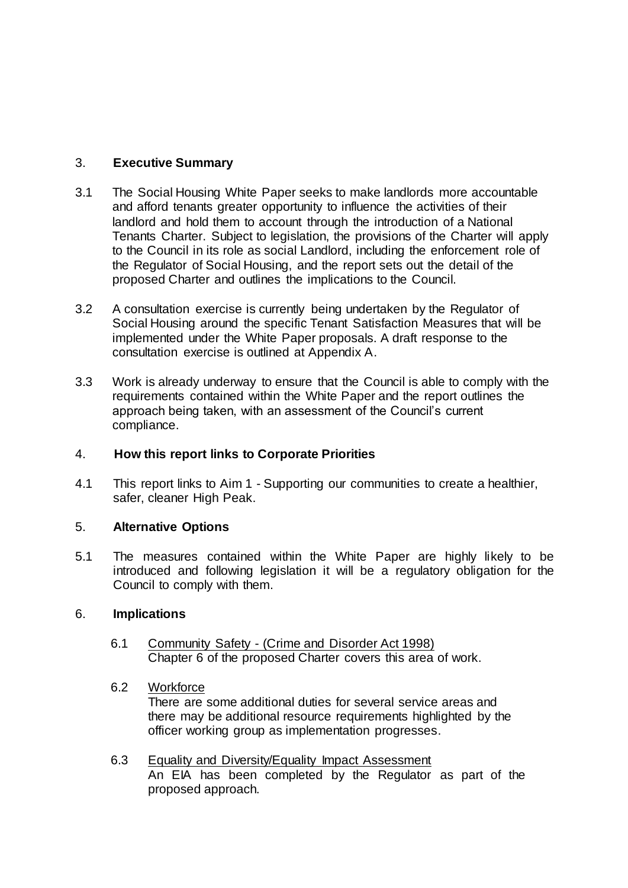## 3. **Executive Summary**

3.1 The Social Housing White Paper seeks to make landlords more accountable and afford tenants greater opportunity to influence the activities of their landlord and hold them to account through the introduction of a National Tenants Charter. Subject to legislation, the provisions of the Charter will apply to the Council in its role as social Landlord, including the enforcement role of the Regulator of Social Housing, and the report sets out the detail of the proposed Charter and outlines the implications to the Council.

3.2 A consultation exercise is currently being undertaken by the Regulator of Social Housing around the specific Tenant Satisfaction Measures that will be implemented under the White Paper proposals. A draft response to the consultation exercise is outlined at Appendix A.

3.3 Work is already underway to ensure that the Council is able to comply with the requirements contained within the White Paper and the report outlines the approach being taken, with an assessment of the Council's current compliance.

## 4. **How this report links to Corporate Priorities**

4.1 This report links to Aim 1 - Supporting our communities to create a healthier, safer, cleaner High Peak.

## 5. **Alternative Options**

5.1 The measures contained within the White Paper are highly likely to be introduced and following legislation it will be a regulatory obligation for the Council to comply with them.

## 6. **Implications**

6.1 Community Safety - (Crime and Disorder Act 1998)
Chapter 6 of the proposed Charter covers this area of work.

6.2 Workforce
There are some additional duties for several service areas and there may be additional resource requirements highlighted by the officer working group as implementation progresses.

6.3 Equality and Diversity/Equality Impact Assessment
An EIA has been completed by the Regulator as part of the proposed approach.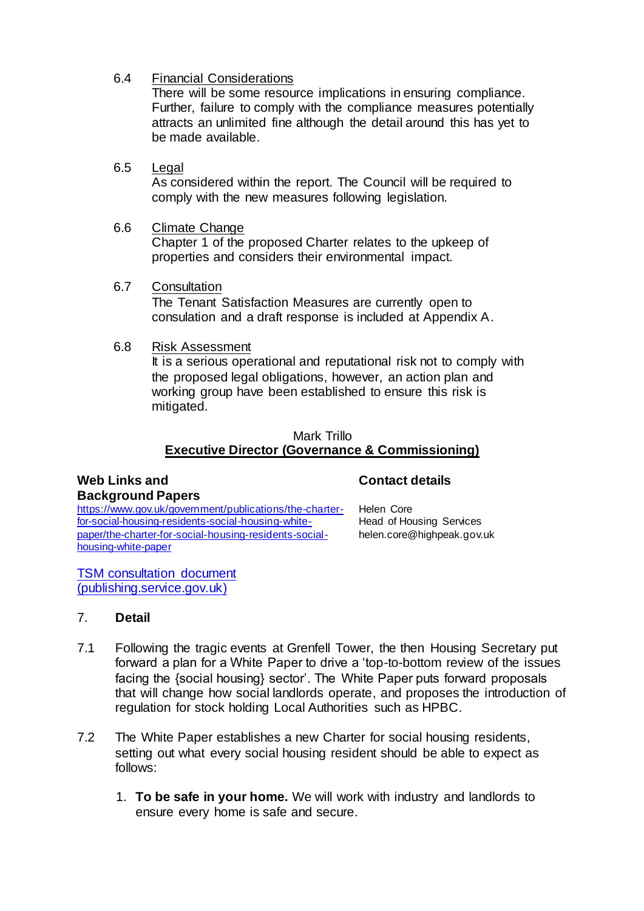6.4 Financial Considerations

There will be some resource implications in ensuring compliance. Further, failure to comply with the compliance measures potentially attracts an unlimited fine although the detail around this has yet to be made available.

6.5 Legal

As considered within the report. The Council will be required to comply with the new measures following legislation.

6.6 Climate Change

Chapter 1 of the proposed Charter relates to the upkeep of properties and considers their environmental impact.

6.7 Consultation

The Tenant Satisfaction Measures are currently open to consulation and a draft response is included at Appendix A.

6.8 Risk Assessment

It is a serious operational and reputational risk not to comply with the proposed legal obligations, however, an action plan and working group have been established to ensure this risk is mitigated.

Mark Trillo

**Executive Director (Governance & Commissioning)**

**Web Links and Background Papers**

https://www.gov.uk/government/publications/the-charter-for-social-housing-residents-social-housing-white-paper/the-charter-for-social-housing-residents-social-housing-white-paper

TSM consultation document (publishing.service.gov.uk)

**Contact details**

Helen Core
Head of Housing Services
helen.core@highpeak.gov.uk

## 7. Detail

7.1 Following the tragic events at Grenfell Tower, the then Housing Secretary put forward a plan for a White Paper to drive a 'top-to-bottom review of the issues facing the {social housing} sector'. The White Paper puts forward proposals that will change how social landlords operate, and proposes the introduction of regulation for stock holding Local Authorities such as HPBC.

7.2 The White Paper establishes a new Charter for social housing residents, setting out what every social housing resident should be able to expect as follows:

1. **To be safe in your home.** We will work with industry and landlords to ensure every home is safe and secure.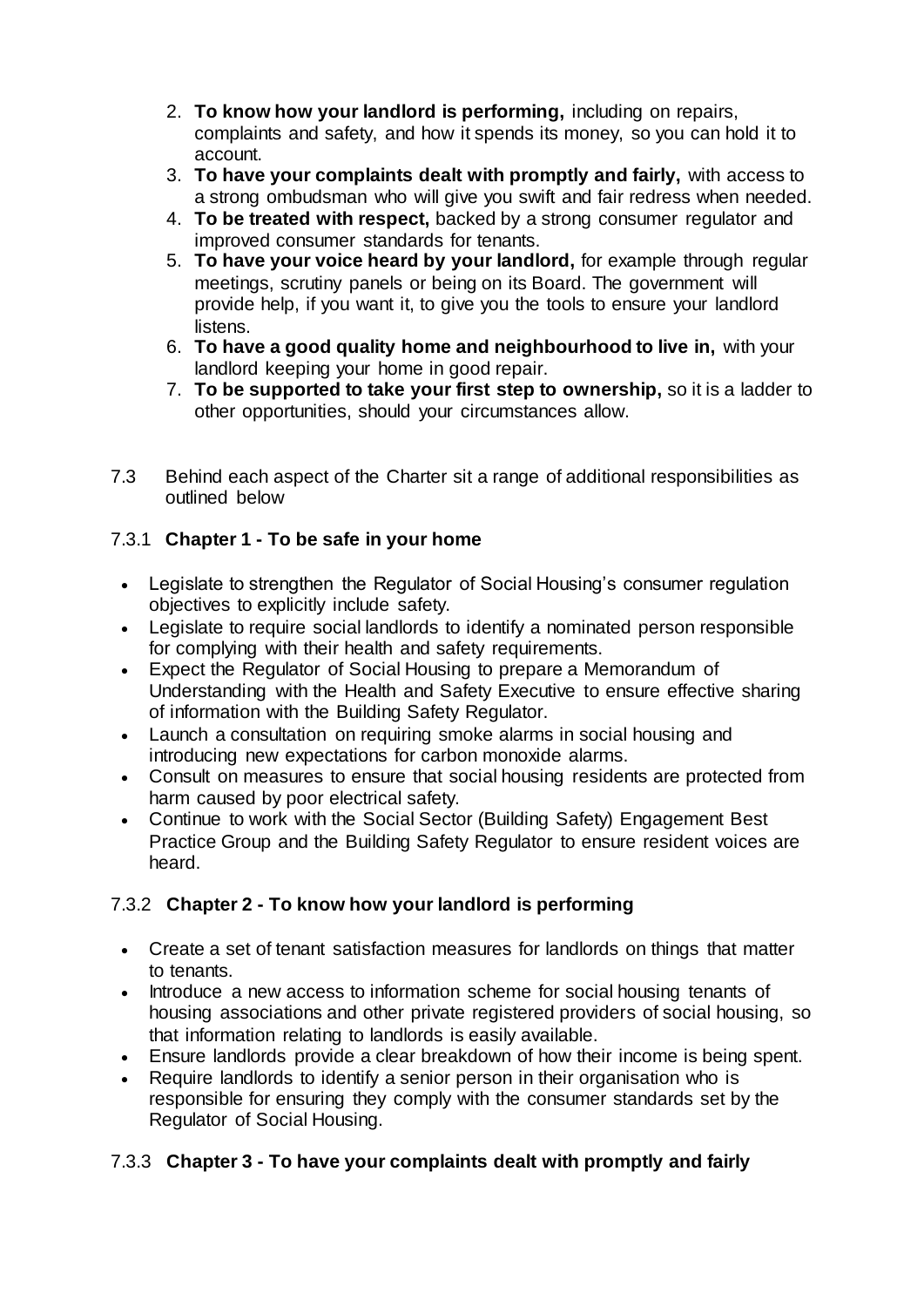2. **To know how your landlord is performing,** including on repairs, complaints and safety, and how it spends its money, so you can hold it to account.
3. **To have your complaints dealt with promptly and fairly,** with access to a strong ombudsman who will give you swift and fair redress when needed.
4. **To be treated with respect,** backed by a strong consumer regulator and improved consumer standards for tenants.
5. **To have your voice heard by your landlord,** for example through regular meetings, scrutiny panels or being on its Board. The government will provide help, if you want it, to give you the tools to ensure your landlord listens.
6. **To have a good quality home and neighbourhood to live in,** with your landlord keeping your home in good repair.
7. **To be supported to take your first step to ownership,** so it is a ladder to other opportunities, should your circumstances allow.

7.3 Behind each aspect of the Charter sit a range of additional responsibilities as outlined below

### 7.3.1 Chapter 1 - To be safe in your home

- Legislate to strengthen the Regulator of Social Housing's consumer regulation objectives to explicitly include safety.
- Legislate to require social landlords to identify a nominated person responsible for complying with their health and safety requirements.
- Expect the Regulator of Social Housing to prepare a Memorandum of Understanding with the Health and Safety Executive to ensure effective sharing of information with the Building Safety Regulator.
- Launch a consultation on requiring smoke alarms in social housing and introducing new expectations for carbon monoxide alarms.
- Consult on measures to ensure that social housing residents are protected from harm caused by poor electrical safety.
- Continue to work with the Social Sector (Building Safety) Engagement Best Practice Group and the Building Safety Regulator to ensure resident voices are heard.

### 7.3.2 Chapter 2 - To know how your landlord is performing

- Create a set of tenant satisfaction measures for landlords on things that matter to tenants.
- Introduce a new access to information scheme for social housing tenants of housing associations and other private registered providers of social housing, so that information relating to landlords is easily available.
- Ensure landlords provide a clear breakdown of how their income is being spent.
- Require landlords to identify a senior person in their organisation who is responsible for ensuring they comply with the consumer standards set by the Regulator of Social Housing.

### 7.3.3 Chapter 3 - To have your complaints dealt with promptly and fairly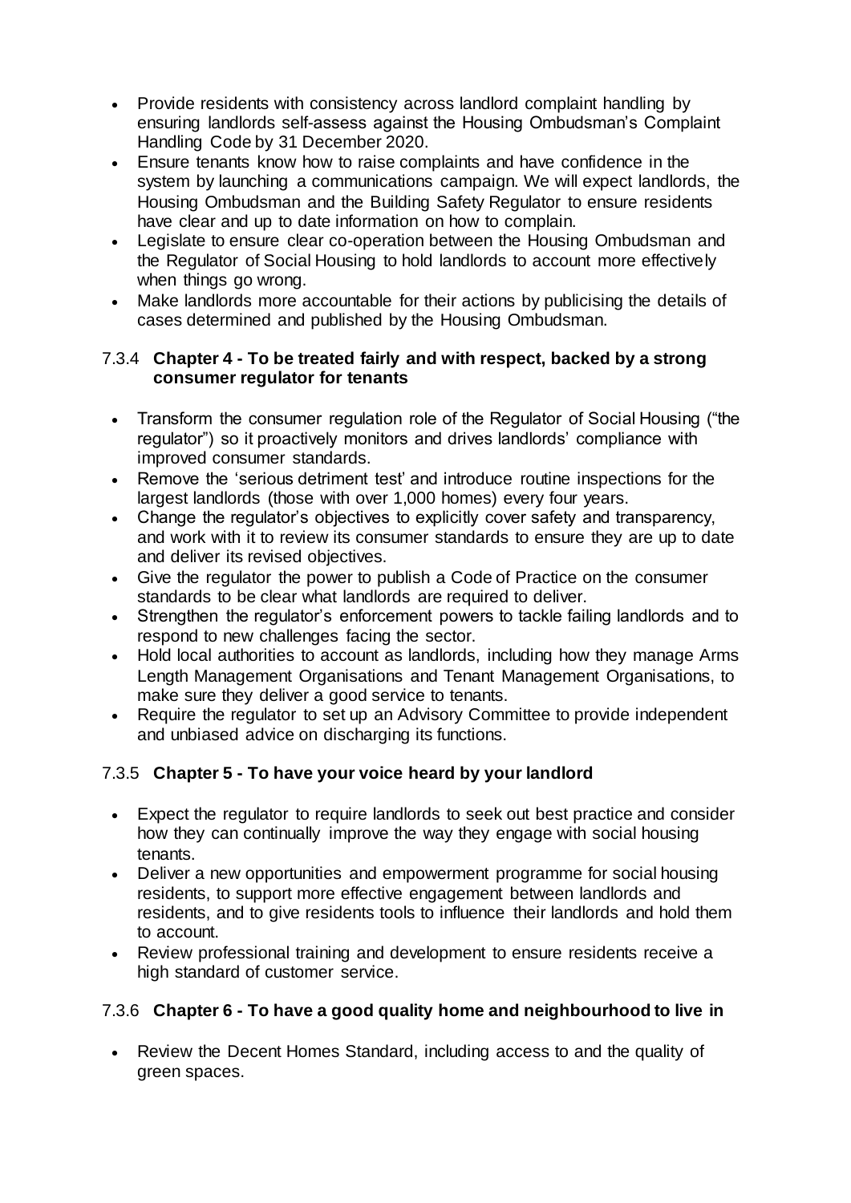- Provide residents with consistency across landlord complaint handling by ensuring landlords self-assess against the Housing Ombudsman's Complaint Handling Code by 31 December 2020.
- Ensure tenants know how to raise complaints and have confidence in the system by launching a communications campaign. We will expect landlords, the Housing Ombudsman and the Building Safety Regulator to ensure residents have clear and up to date information on how to complain.
- Legislate to ensure clear co-operation between the Housing Ombudsman and the Regulator of Social Housing to hold landlords to account more effectively when things go wrong.
- Make landlords more accountable for their actions by publicising the details of cases determined and published by the Housing Ombudsman.

### 7.3.4 **Chapter 4 - To be treated fairly and with respect, backed by a strong consumer regulator for tenants**

- Transform the consumer regulation role of the Regulator of Social Housing ("the regulator") so it proactively monitors and drives landlords' compliance with improved consumer standards.
- Remove the 'serious detriment test' and introduce routine inspections for the largest landlords (those with over 1,000 homes) every four years.
- Change the regulator's objectives to explicitly cover safety and transparency, and work with it to review its consumer standards to ensure they are up to date and deliver its revised objectives.
- Give the regulator the power to publish a Code of Practice on the consumer standards to be clear what landlords are required to deliver.
- Strengthen the regulator's enforcement powers to tackle failing landlords and to respond to new challenges facing the sector.
- Hold local authorities to account as landlords, including how they manage Arms Length Management Organisations and Tenant Management Organisations, to make sure they deliver a good service to tenants.
- Require the regulator to set up an Advisory Committee to provide independent and unbiased advice on discharging its functions.

### 7.3.5 **Chapter 5 - To have your voice heard by your landlord**

- Expect the regulator to require landlords to seek out best practice and consider how they can continually improve the way they engage with social housing tenants.
- Deliver a new opportunities and empowerment programme for social housing residents, to support more effective engagement between landlords and residents, and to give residents tools to influence their landlords and hold them to account.
- Review professional training and development to ensure residents receive a high standard of customer service.

### 7.3.6 **Chapter 6 - To have a good quality home and neighbourhood to live in**

- Review the Decent Homes Standard, including access to and the quality of green spaces.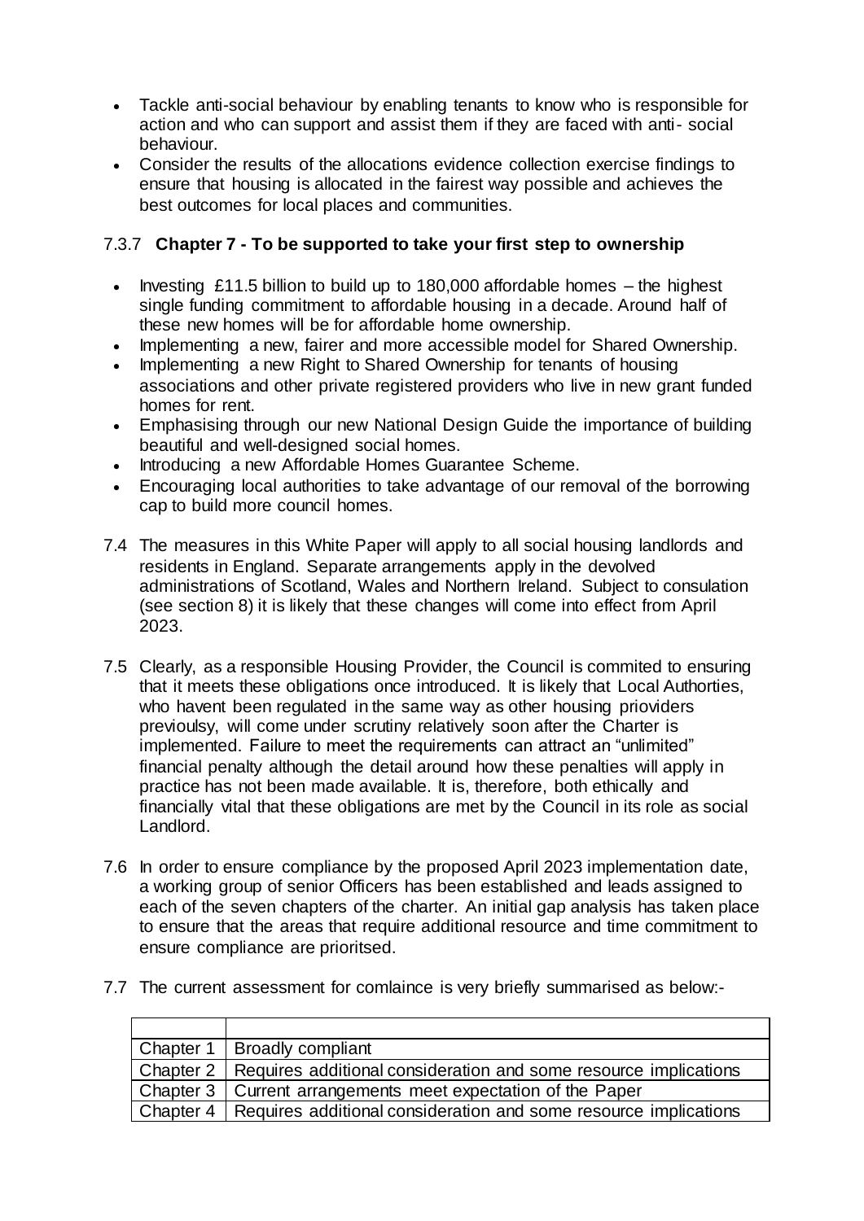- Tackle anti-social behaviour by enabling tenants to know who is responsible for action and who can support and assist them if they are faced with anti- social behaviour.
- Consider the results of the allocations evidence collection exercise findings to ensure that housing is allocated in the fairest way possible and achieves the best outcomes for local places and communities.

### 7.3.7 **Chapter 7 - To be supported to take your first step to ownership**

- Investing £11.5 billion to build up to 180,000 affordable homes – the highest single funding commitment to affordable housing in a decade. Around half of these new homes will be for affordable home ownership.
- Implementing a new, fairer and more accessible model for Shared Ownership.
- Implementing a new Right to Shared Ownership for tenants of housing associations and other private registered providers who live in new grant funded homes for rent.
- Emphasising through our new National Design Guide the importance of building beautiful and well-designed social homes.
- Introducing a new Affordable Homes Guarantee Scheme.
- Encouraging local authorities to take advantage of our removal of the borrowing cap to build more council homes.

7.4 The measures in this White Paper will apply to all social housing landlords and residents in England. Separate arrangements apply in the devolved administrations of Scotland, Wales and Northern Ireland. Subject to consulation (see section 8) it is likely that these changes will come into effect from April 2023.

7.5 Clearly, as a responsible Housing Provider, the Council is commited to ensuring that it meets these obligations once introduced. It is likely that Local Authorties, who havent been regulated in the same way as other housing prioviders previoulsy, will come under scrutiny relatively soon after the Charter is implemented. Failure to meet the requirements can attract an "unlimited" financial penalty although the detail around how these penalties will apply in practice has not been made available. It is, therefore, both ethically and financially vital that these obligations are met by the Council in its role as social Landlord.

7.6 In order to ensure compliance by the proposed April 2023 implementation date, a working group of senior Officers has been established and leads assigned to each of the seven chapters of the charter. An initial gap analysis has taken place to ensure that the areas that require additional resource and time commitment to ensure compliance are prioritsed.

7.7 The current assessment for comlaince is very briefly summarised as below:-

| | |
|---|---|
| Chapter 1 | Broadly compliant |
| Chapter 2 | Requires additional consideration and some resource implications |
| Chapter 3 | Current arrangements meet expectation of the Paper |
| Chapter 4 | Requires additional consideration and some resource implications |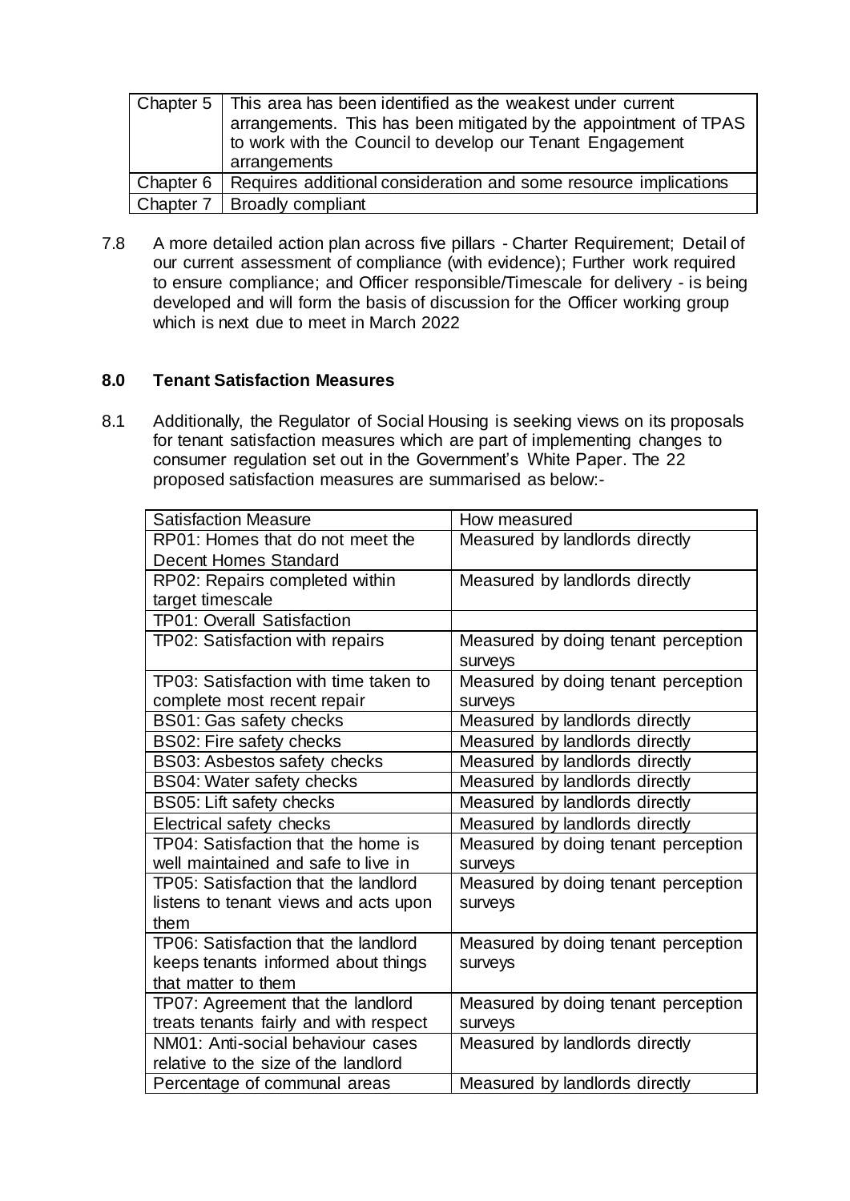| | |
|---|---|
| Chapter 5 | This area has been identified as the weakest under current arrangements. This has been mitigated by the appointment of TPAS to work with the Council to develop our Tenant Engagement arrangements |
| Chapter 6 | Requires additional consideration and some resource implications |
| Chapter 7 | Broadly compliant |

7.8 A more detailed action plan across five pillars - Charter Requirement; Detail of our current assessment of compliance (with evidence); Further work required to ensure compliance; and Officer responsible/Timescale for delivery - is being developed and will form the basis of discussion for the Officer working group which is next due to meet in March 2022

## 8.0 Tenant Satisfaction Measures

8.1 Additionally, the Regulator of Social Housing is seeking views on its proposals for tenant satisfaction measures which are part of implementing changes to consumer regulation set out in the Government's White Paper. The 22 proposed satisfaction measures are summarised as below:-

| Satisfaction Measure | How measured |
|---|---|
| RP01: Homes that do not meet the Decent Homes Standard | Measured by landlords directly |
| RP02: Repairs completed within target timescale | Measured by landlords directly |
| TP01: Overall Satisfaction | |
| TP02: Satisfaction with repairs | Measured by doing tenant perception surveys |
| TP03: Satisfaction with time taken to complete most recent repair | Measured by doing tenant perception surveys |
| BS01: Gas safety checks | Measured by landlords directly |
| BS02: Fire safety checks | Measured by landlords directly |
| BS03: Asbestos safety checks | Measured by landlords directly |
| BS04: Water safety checks | Measured by landlords directly |
| BS05: Lift safety checks | Measured by landlords directly |
| Electrical safety checks | Measured by landlords directly |
| TP04: Satisfaction that the home is well maintained and safe to live in | Measured by doing tenant perception surveys |
| TP05: Satisfaction that the landlord listens to tenant views and acts upon them | Measured by doing tenant perception surveys |
| TP06: Satisfaction that the landlord keeps tenants informed about things that matter to them | Measured by doing tenant perception surveys |
| TP07: Agreement that the landlord treats tenants fairly and with respect | Measured by doing tenant perception surveys |
| NM01: Anti-social behaviour cases relative to the size of the landlord | Measured by landlords directly |
| Percentage of communal areas | Measured by landlords directly |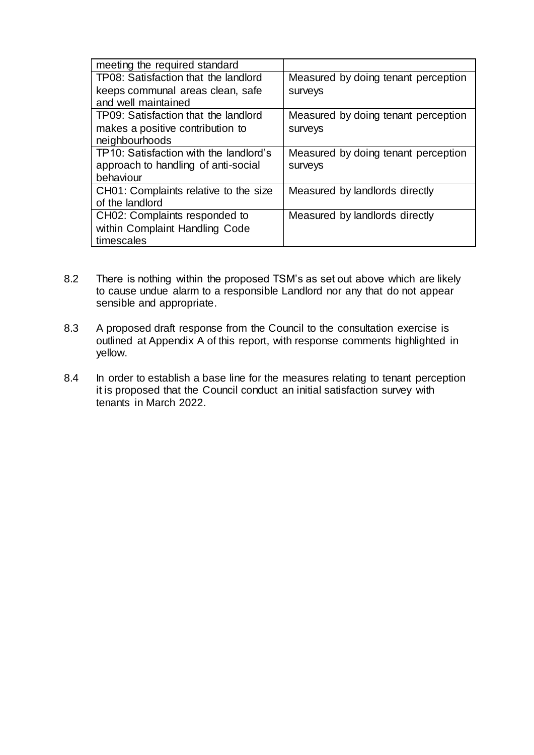| | |
|---|---|
| meeting the required standard | |
| TP08: Satisfaction that the landlord keeps communal areas clean, safe and well maintained | Measured by doing tenant perception surveys |
| TP09: Satisfaction that the landlord makes a positive contribution to neighbourhoods | Measured by doing tenant perception surveys |
| TP10: Satisfaction with the landlord's approach to handling of anti-social behaviour | Measured by doing tenant perception surveys |
| CH01: Complaints relative to the size of the landlord | Measured by landlords directly |
| CH02: Complaints responded to within Complaint Handling Code timescales | Measured by landlords directly |

8.2 There is nothing within the proposed TSM's as set out above which are likely to cause undue alarm to a responsible Landlord nor any that do not appear sensible and appropriate.

8.3 A proposed draft response from the Council to the consultation exercise is outlined at Appendix A of this report, with response comments highlighted in yellow.

8.4 In order to establish a base line for the measures relating to tenant perception it is proposed that the Council conduct an initial satisfaction survey with tenants in March 2022.